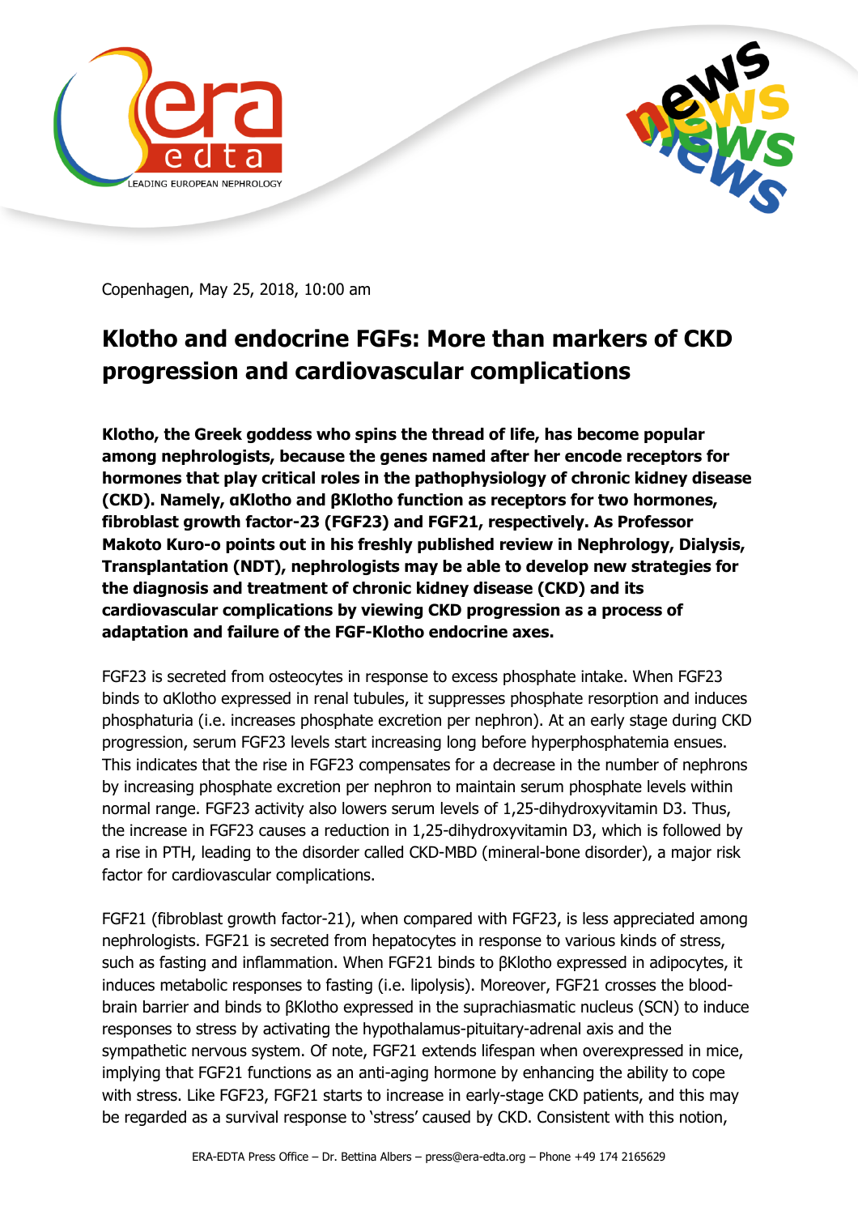Copenhagen, May 25, 2018, 10:00 am

# Klotho and endocrine FGFs: More than markers of CKD progression and cardiovascular complications

**Klotho, the Greek goddess who spins the thread of life, has become popular among nephrologists, because the genes named after her encode receptors for hormones that play critical roles in the pathophysiology of chronic kidney disease (CKD). Namely, αKlotho and βKlotho function as receptors for two hormones, fibroblast growth factor-23 (FGF23) and FGF21, respectively. As Professor Makoto Kuro-o points out in his freshly published review in Nephrology, Dialysis, Transplantation (NDT), nephrologists may be able to develop new strategies for the diagnosis and treatment of chronic kidney disease (CKD) and its cardiovascular complications by viewing CKD progression as a process of adaptation and failure of the FGF-Klotho endocrine axes.**

FGF23 is secreted from osteocytes in response to excess phosphate intake. When FGF23 binds to αKlotho expressed in renal tubules, it suppresses phosphate resorption and induces phosphaturia (i.e. increases phosphate excretion per nephron). At an early stage during CKD progression, serum FGF23 levels start increasing long before hyperphosphatemia ensues. This indicates that the rise in FGF23 compensates for a decrease in the number of nephrons by increasing phosphate excretion per nephron to maintain serum phosphate levels within normal range. FGF23 activity also lowers serum levels of 1,25-dihydroxyvitamin D3. Thus, the increase in FGF23 causes a reduction in 1,25-dihydroxyvitamin D3, which is followed by a rise in PTH, leading to the disorder called CKD-MBD (mineral-bone disorder), a major risk factor for cardiovascular complications.

FGF21 (fibroblast growth factor-21), when compared with FGF23, is less appreciated among nephrologists. FGF21 is secreted from hepatocytes in response to various kinds of stress, such as fasting and inflammation. When FGF21 binds to βKlotho expressed in adipocytes, it induces metabolic responses to fasting (i.e. lipolysis). Moreover, FGF21 crosses the blood-brain barrier and binds to βKlotho expressed in the suprachiasmatic nucleus (SCN) to induce responses to stress by activating the hypothalamus-pituitary-adrenal axis and the sympathetic nervous system. Of note, FGF21 extends lifespan when overexpressed in mice, implying that FGF21 functions as an anti-aging hormone by enhancing the ability to cope with stress. Like FGF23, FGF21 starts to increase in early-stage CKD patients, and this may be regarded as a survival response to 'stress' caused by CKD. Consistent with this notion,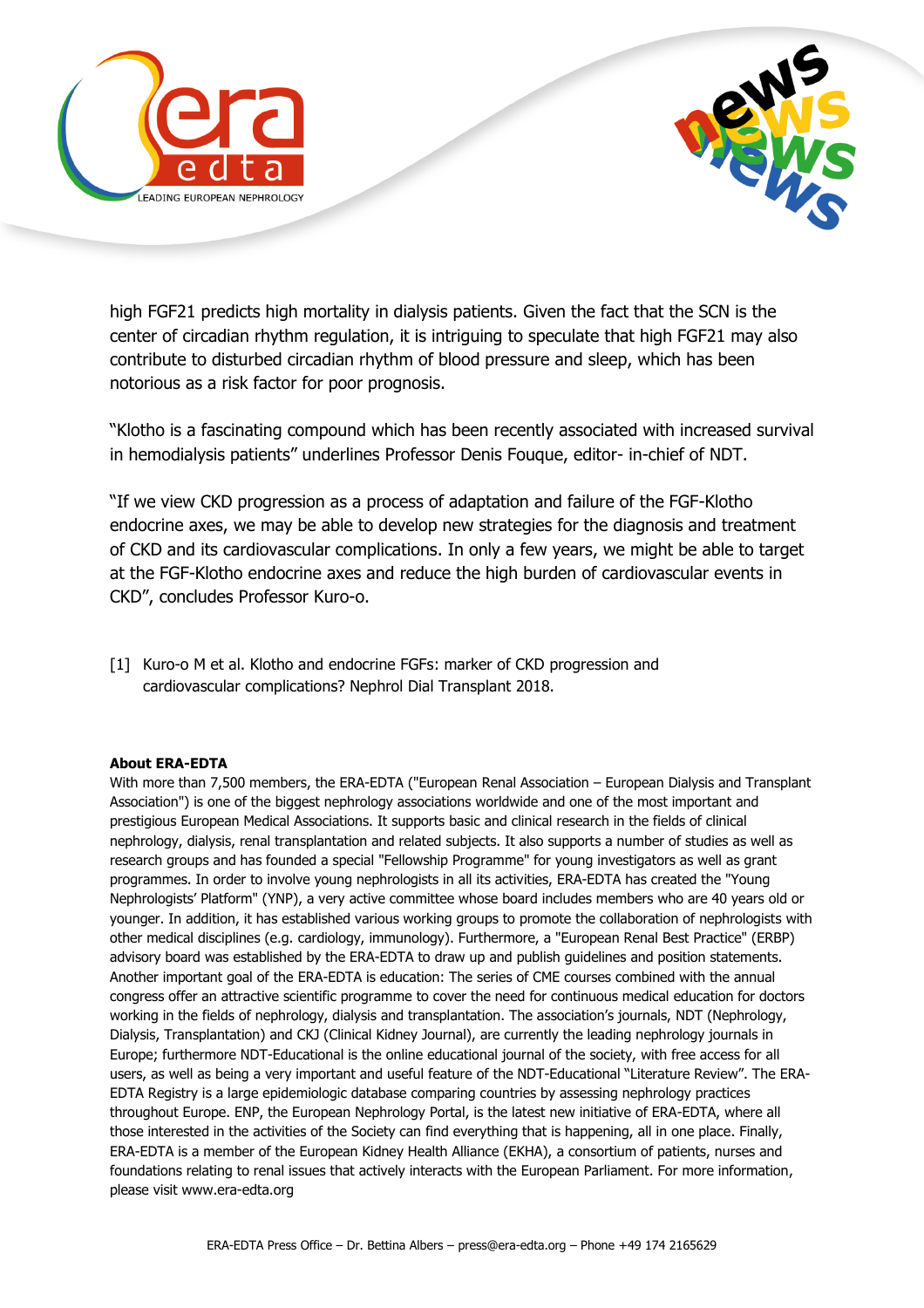high FGF21 predicts high mortality in dialysis patients. Given the fact that the SCN is the center of circadian rhythm regulation, it is intriguing to speculate that high FGF21 may also contribute to disturbed circadian rhythm of blood pressure and sleep, which has been notorious as a risk factor for poor prognosis.

"Klotho is a fascinating compound which has been recently associated with increased survival in hemodialysis patients" underlines Professor Denis Fouque, editor- in-chief of NDT.

"If we view CKD progression as a process of adaptation and failure of the FGF-Klotho endocrine axes, we may be able to develop new strategies for the diagnosis and treatment of CKD and its cardiovascular complications. In only a few years, we might be able to target at the FGF-Klotho endocrine axes and reduce the high burden of cardiovascular events in CKD", concludes Professor Kuro-o.

[1] Kuro-o M et al. Klotho and endocrine FGFs: marker of CKD progression and cardiovascular complications? Nephrol Dial Transplant 2018.

**About ERA-EDTA**

With more than 7,500 members, the ERA-EDTA ("European Renal Association – European Dialysis and Transplant Association") is one of the biggest nephrology associations worldwide and one of the most important and prestigious European Medical Associations. It supports basic and clinical research in the fields of clinical nephrology, dialysis, renal transplantation and related subjects. It also supports a number of studies as well as research groups and has founded a special "Fellowship Programme" for young investigators as well as grant programmes. In order to involve young nephrologists in all its activities, ERA-EDTA has created the "Young Nephrologists' Platform" (YNP), a very active committee whose board includes members who are 40 years old or younger. In addition, it has established various working groups to promote the collaboration of nephrologists with other medical disciplines (e.g. cardiology, immunology). Furthermore, a "European Renal Best Practice" (ERBP) advisory board was established by the ERA-EDTA to draw up and publish guidelines and position statements. Another important goal of the ERA-EDTA is education: The series of CME courses combined with the annual congress offer an attractive scientific programme to cover the need for continuous medical education for doctors working in the fields of nephrology, dialysis and transplantation. The association's journals, NDT (Nephrology, Dialysis, Transplantation) and CKJ (Clinical Kidney Journal), are currently the leading nephrology journals in Europe; furthermore NDT-Educational is the online educational journal of the society, with free access for all users, as well as being a very important and useful feature of the NDT-Educational "Literature Review". The ERA-EDTA Registry is a large epidemiologic database comparing countries by assessing nephrology practices throughout Europe. ENP, the European Nephrology Portal, is the latest new initiative of ERA-EDTA, where all those interested in the activities of the Society can find everything that is happening, all in one place. Finally, ERA-EDTA is a member of the European Kidney Health Alliance (EKHA), a consortium of patients, nurses and foundations relating to renal issues that actively interacts with the European Parliament. For more information, please visit www.era-edta.org

ERA-EDTA Press Office – Dr. Bettina Albers – press@era-edta.org – Phone +49 174 2165629